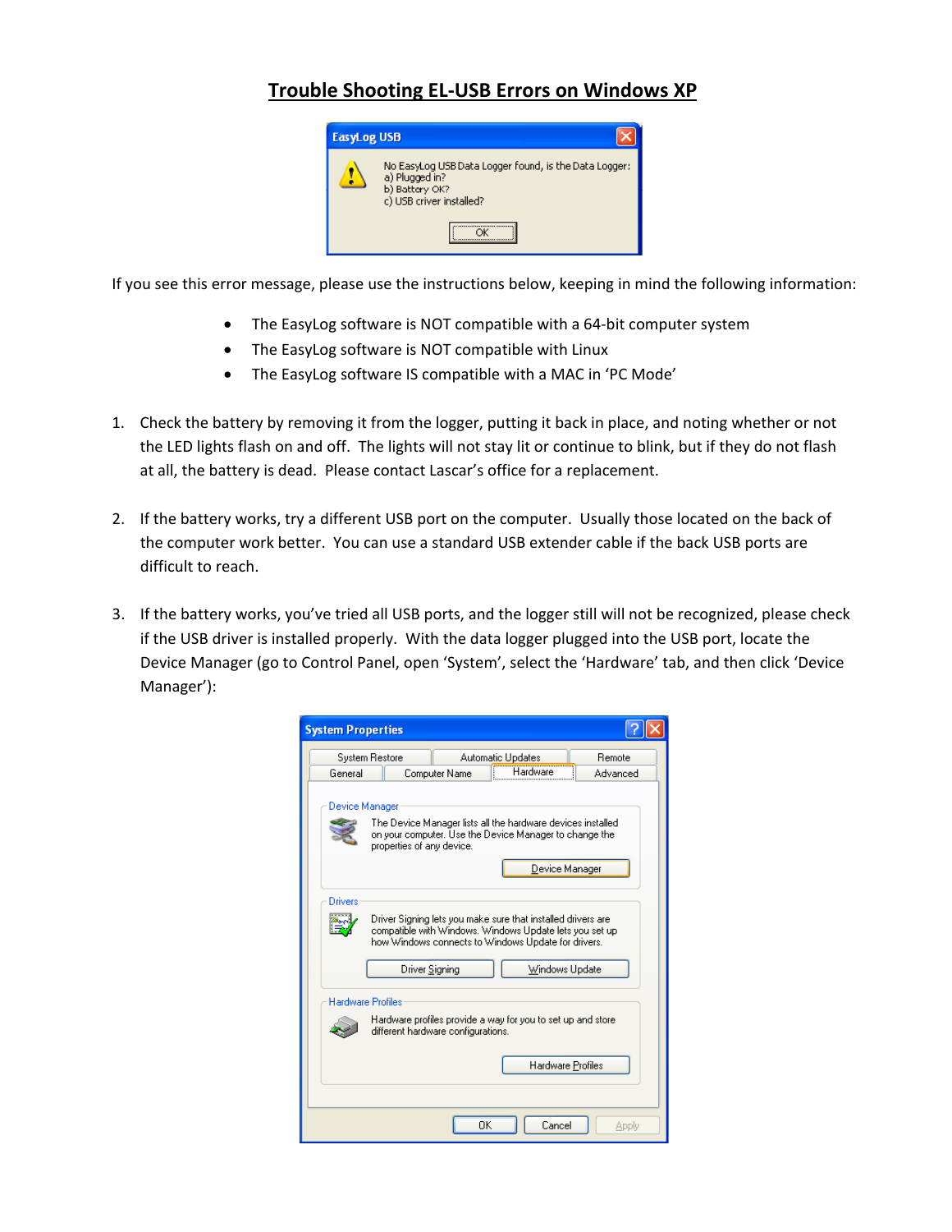# Trouble Shooting EL-USB Errors on Windows XP

If you see this error message, please use the instructions below, keeping in mind the following information:

- The EasyLog software is NOT compatible with a 64-bit computer system
- The EasyLog software is NOT compatible with Linux
- The EasyLog software IS compatible with a MAC in 'PC Mode'

1. Check the battery by removing it from the logger, putting it back in place, and noting whether or not the LED lights flash on and off. The lights will not stay lit or continue to blink, but if they do not flash at all, the battery is dead. Please contact Lascar's office for a replacement.

2. If the battery works, try a different USB port on the computer. Usually those located on the back of the computer work better. You can use a standard USB extender cable if the back USB ports are difficult to reach.

3. If the battery works, you've tried all USB ports, and the logger still will not be recognized, please check if the USB driver is installed properly. With the data logger plugged into the USB port, locate the Device Manager (go to Control Panel, open 'System', select the 'Hardware' tab, and then click 'Device Manager'):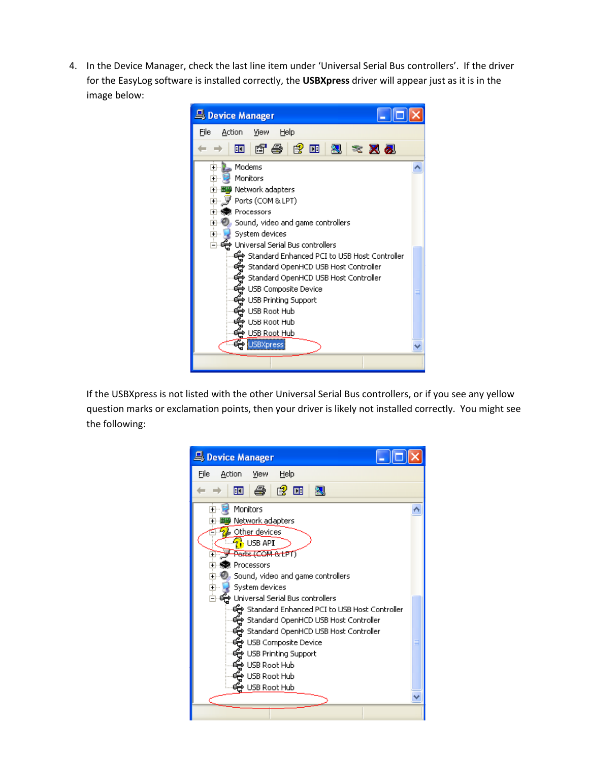4. In the Device Manager, check the last line item under 'Universal Serial Bus controllers'. If the driver for the EasyLog software is installed correctly, the **USBXpress** driver will appear just as it is in the image below:

   If the USBXpress is not listed with the other Universal Serial Bus controllers, or if you see any yellow question marks or exclamation points, then your driver is likely not installed correctly. You might see the following: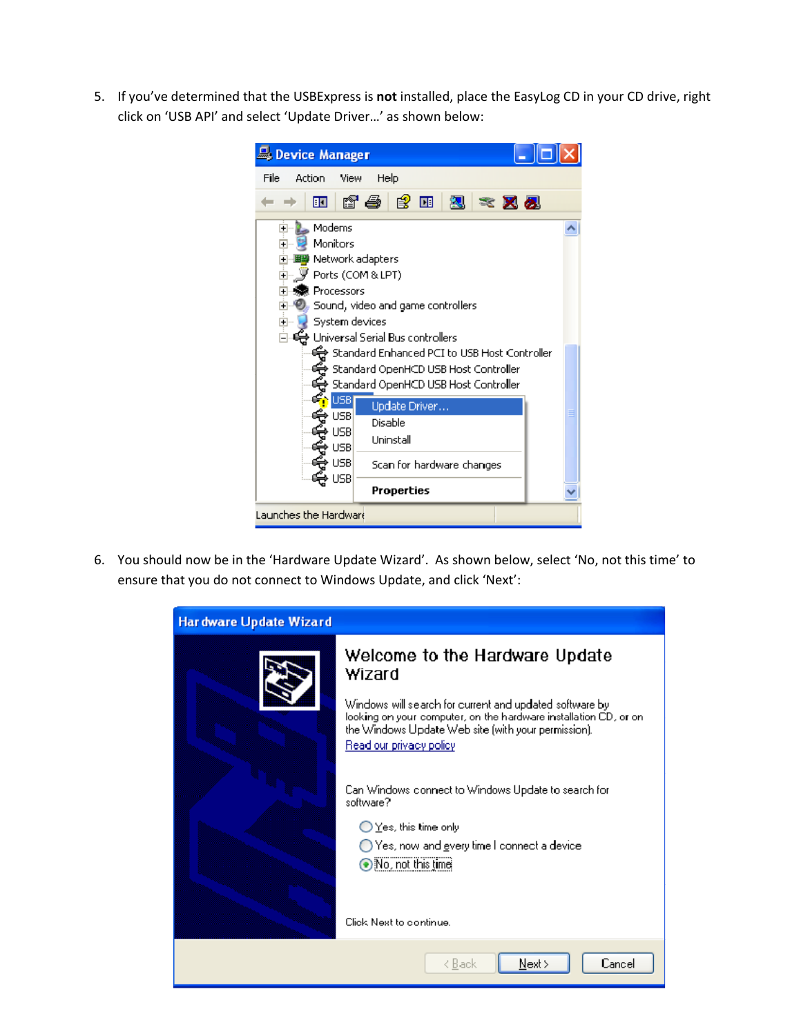5. If you've determined that the USBExpress is **not** installed, place the EasyLog CD in your CD drive, right click on 'USB API' and select 'Update Driver…' as shown below:

6. You should now be in the 'Hardware Update Wizard'. As shown below, select 'No, not this time' to ensure that you do not connect to Windows Update, and click 'Next':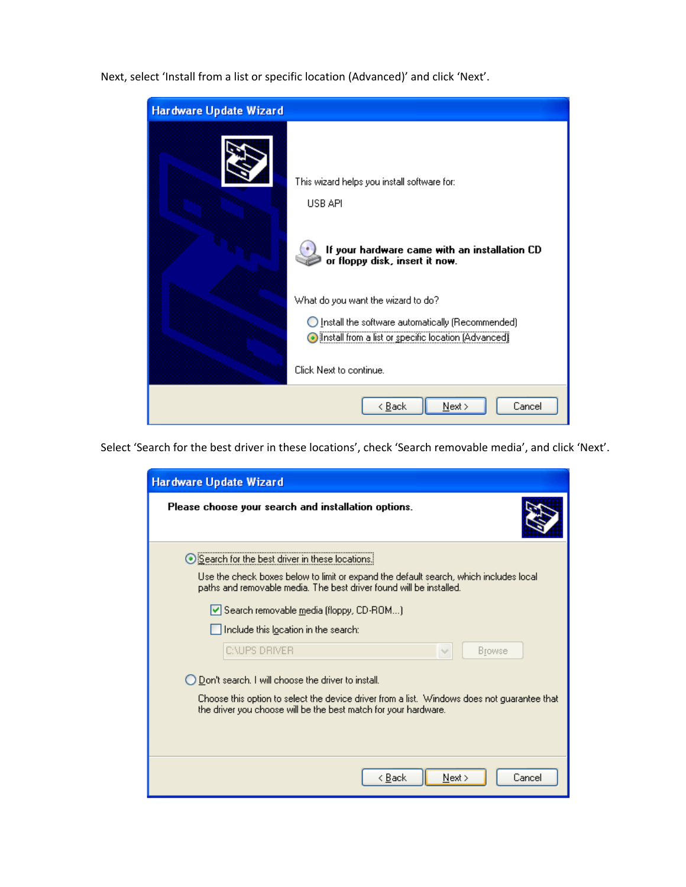Next, select 'Install from a list or specific location (Advanced)' and click 'Next'.

Select 'Search for the best driver in these locations', check 'Search removable media', and click 'Next'.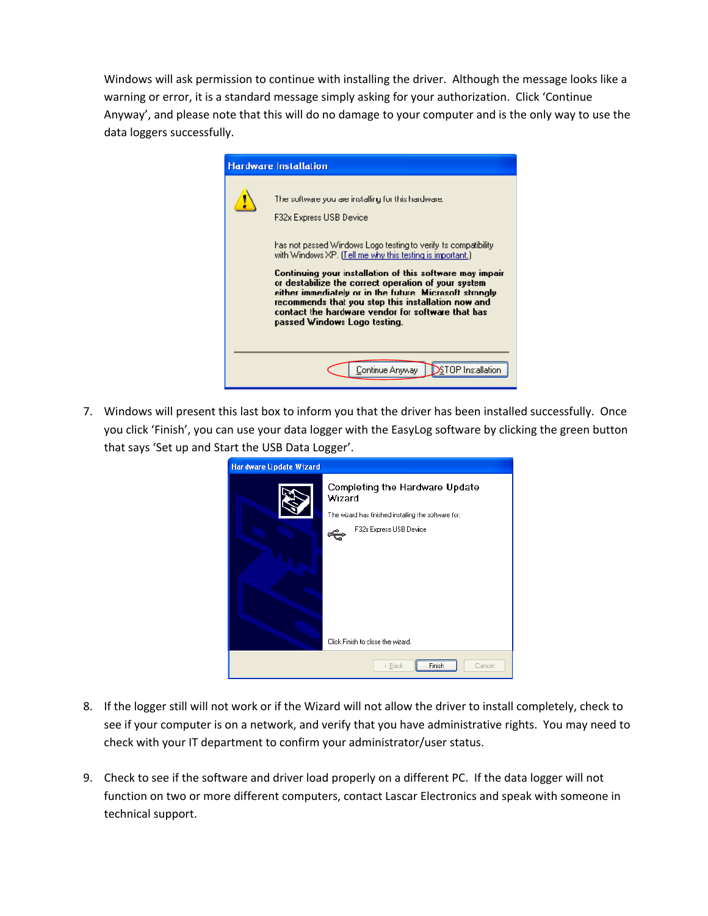Windows will ask permission to continue with installing the driver. Although the message looks like a warning or error, it is a standard message simply asking for your authorization. Click 'Continue Anyway', and please note that this will do no damage to your computer and is the only way to use the data loggers successfully.

7. Windows will present this last box to inform you that the driver has been installed successfully. Once you click 'Finish', you can use your data logger with the EasyLog software by clicking the green button that says 'Set up and Start the USB Data Logger'.

8. If the logger still will not work or if the Wizard will not allow the driver to install completely, check to see if your computer is on a network, and verify that you have administrative rights. You may need to check with your IT department to confirm your administrator/user status.

9. Check to see if the software and driver load properly on a different PC. If the data logger will not function on two or more different computers, contact Lascar Electronics and speak with someone in technical support.